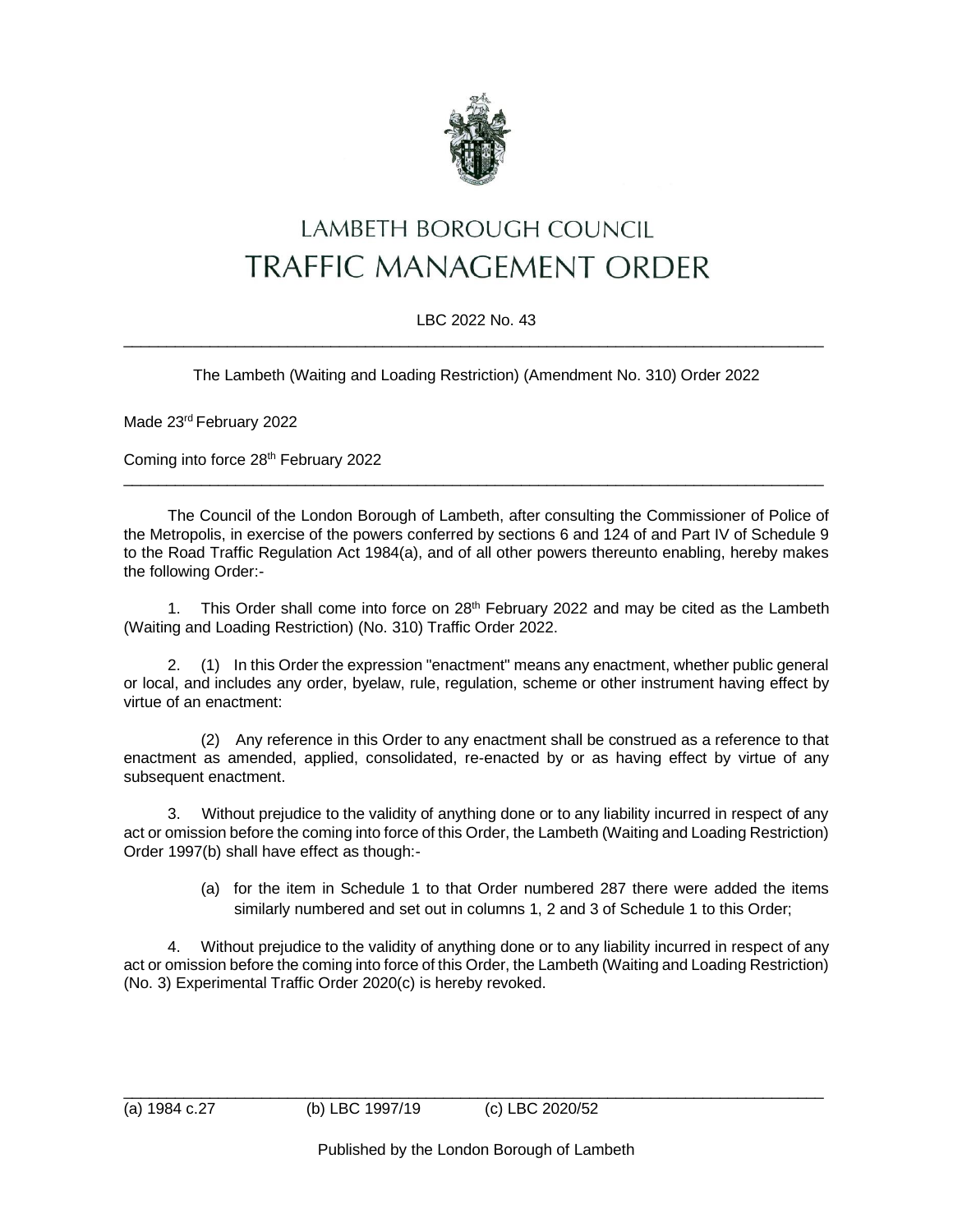# LAMBETH BOROUGH COUNCIL

# TRAFFIC MANAGEMENT ORDER

LBC 2022 No. 43

---

The Lambeth (Waiting and Loading Restriction) (Amendment No. 310) Order 2022

Made 23rd February 2022

Coming into force 28th February 2022

---

The Council of the London Borough of Lambeth, after consulting the Commissioner of Police of the Metropolis, in exercise of the powers conferred by sections 6 and 124 of and Part IV of Schedule 9 to the Road Traffic Regulation Act 1984(a), and of all other powers thereunto enabling, hereby makes the following Order:-

1. This Order shall come into force on 28th February 2022 and may be cited as the Lambeth (Waiting and Loading Restriction) (No. 310) Traffic Order 2022.

2. (1) In this Order the expression "enactment" means any enactment, whether public general or local, and includes any order, byelaw, rule, regulation, scheme or other instrument having effect by virtue of an enactment:

   (2) Any reference in this Order to any enactment shall be construed as a reference to that enactment as amended, applied, consolidated, re-enacted by or as having effect by virtue of any subsequent enactment.

3. Without prejudice to the validity of anything done or to any liability incurred in respect of any act or omission before the coming into force of this Order, the Lambeth (Waiting and Loading Restriction) Order 1997(b) shall have effect as though:-

   (a) for the item in Schedule 1 to that Order numbered 287 there were added the items similarly numbered and set out in columns 1, 2 and 3 of Schedule 1 to this Order;

4. Without prejudice to the validity of anything done or to any liability incurred in respect of any act or omission before the coming into force of this Order, the Lambeth (Waiting and Loading Restriction) (No. 3) Experimental Traffic Order 2020(c) is hereby revoked.

---

(a) 1984 c.27 (b) LBC 1997/19 (c) LBC 2020/52

Published by the London Borough of Lambeth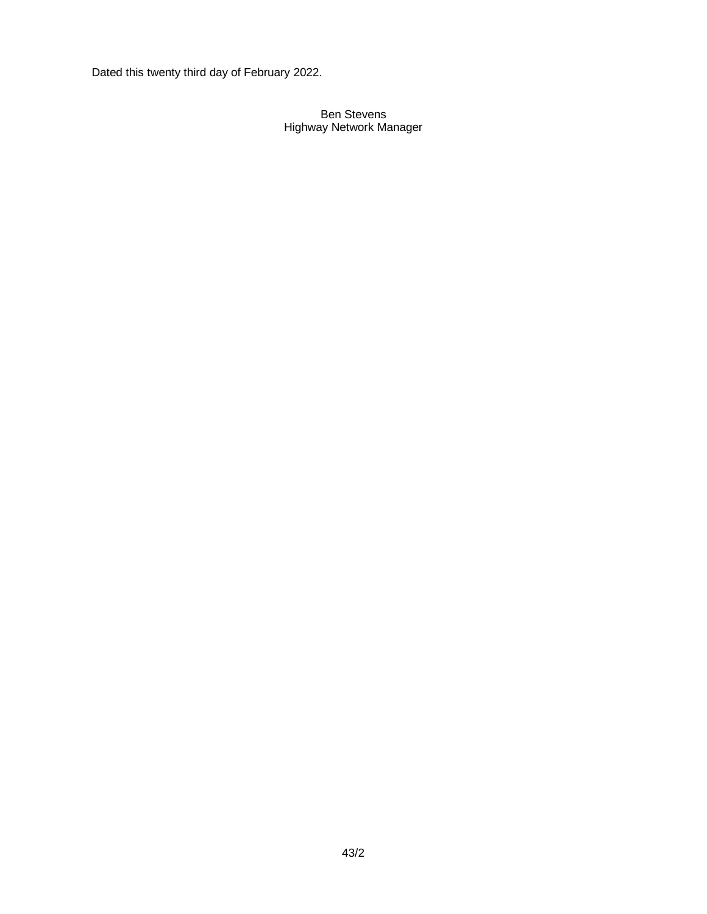Dated this twenty third day of February 2022.

Ben Stevens
Highway Network Manager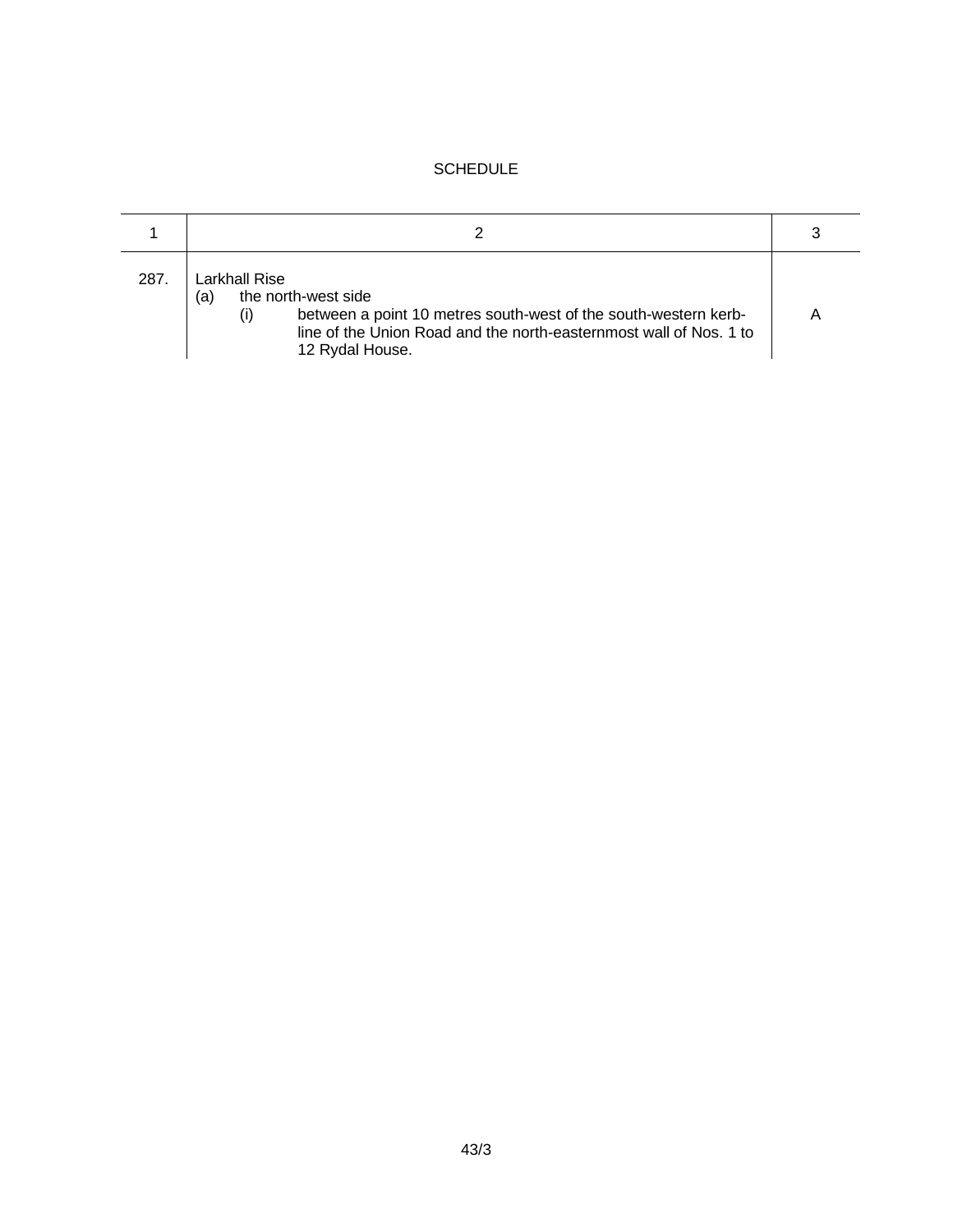SCHEDULE

| 1 | 2 | 3 |
|---|---|---|
| 287. | Larkhall Rise<br>(a) the north-west side<br>(i) between a point 10 metres south-west of the south-western kerb-line of the Union Road and the north-easternmost wall of Nos. 1 to 12 Rydal House. | A |